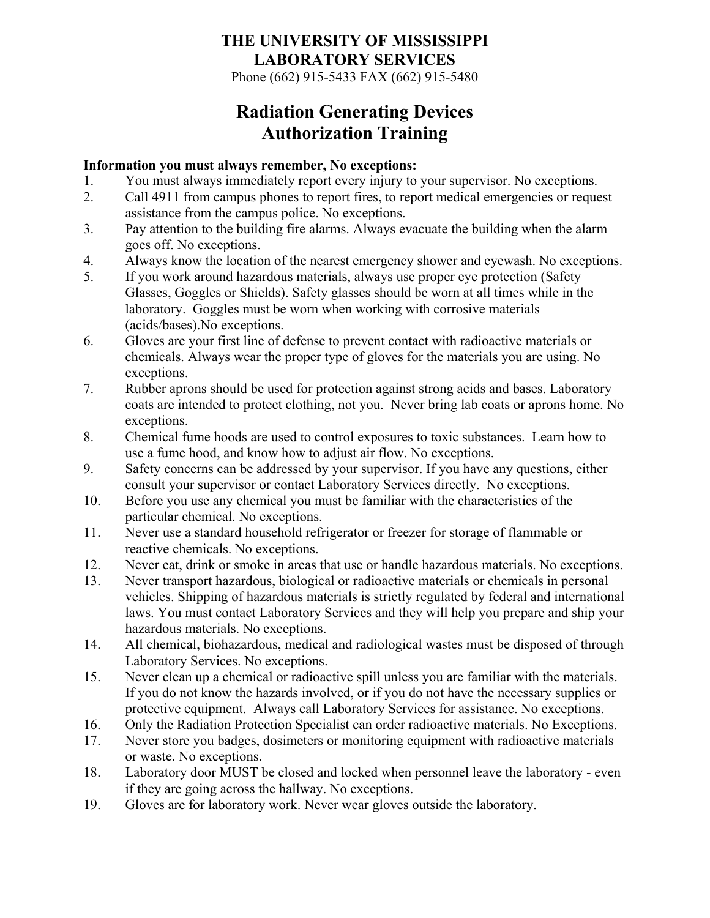**THE UNIVERSITY OF MISSISSIPPI**
**LABORATORY SERVICES**
Phone (662) 915-5433 FAX (662) 915-5480

# Radiation Generating Devices Authorization Training

**Information you must always remember, No exceptions:**

1. You must always immediately report every injury to your supervisor. No exceptions.
2. Call 4911 from campus phones to report fires, to report medical emergencies or request assistance from the campus police. No exceptions.
3. Pay attention to the building fire alarms. Always evacuate the building when the alarm goes off. No exceptions.
4. Always know the location of the nearest emergency shower and eyewash. No exceptions.
5. If you work around hazardous materials, always use proper eye protection (Safety Glasses, Goggles or Shields). Safety glasses should be worn at all times while in the laboratory. Goggles must be worn when working with corrosive materials (acids/bases).No exceptions.
6. Gloves are your first line of defense to prevent contact with radioactive materials or chemicals. Always wear the proper type of gloves for the materials you are using. No exceptions.
7. Rubber aprons should be used for protection against strong acids and bases. Laboratory coats are intended to protect clothing, not you. Never bring lab coats or aprons home. No exceptions.
8. Chemical fume hoods are used to control exposures to toxic substances. Learn how to use a fume hood, and know how to adjust air flow. No exceptions.
9. Safety concerns can be addressed by your supervisor. If you have any questions, either consult your supervisor or contact Laboratory Services directly. No exceptions.
10. Before you use any chemical you must be familiar with the characteristics of the particular chemical. No exceptions.
11. Never use a standard household refrigerator or freezer for storage of flammable or reactive chemicals. No exceptions.
12. Never eat, drink or smoke in areas that use or handle hazardous materials. No exceptions.
13. Never transport hazardous, biological or radioactive materials or chemicals in personal vehicles. Shipping of hazardous materials is strictly regulated by federal and international laws. You must contact Laboratory Services and they will help you prepare and ship your hazardous materials. No exceptions.
14. All chemical, biohazardous, medical and radiological wastes must be disposed of through Laboratory Services. No exceptions.
15. Never clean up a chemical or radioactive spill unless you are familiar with the materials. If you do not know the hazards involved, or if you do not have the necessary supplies or protective equipment. Always call Laboratory Services for assistance. No exceptions.
16. Only the Radiation Protection Specialist can order radioactive materials. No Exceptions.
17. Never store you badges, dosimeters or monitoring equipment with radioactive materials or waste. No exceptions.
18. Laboratory door MUST be closed and locked when personnel leave the laboratory - even if they are going across the hallway. No exceptions.
19. Gloves are for laboratory work. Never wear gloves outside the laboratory.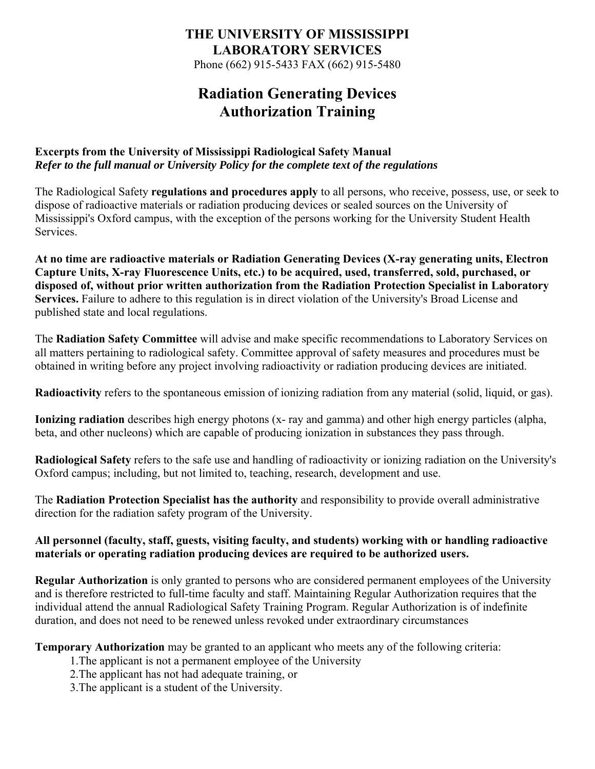**THE UNIVERSITY OF MISSISSIPPI**
**LABORATORY SERVICES**
Phone (662) 915-5433 FAX (662) 915-5480

# Radiation Generating Devices Authorization Training

**Excerpts from the University of Mississippi Radiological Safety Manual**
***Refer to the full manual or University Policy for the complete text of the regulations***

The Radiological Safety **regulations and procedures apply** to all persons, who receive, possess, use, or seek to dispose of radioactive materials or radiation producing devices or sealed sources on the University of Mississippi's Oxford campus, with the exception of the persons working for the University Student Health Services.

**At no time are radioactive materials or Radiation Generating Devices (X-ray generating units, Electron Capture Units, X-ray Fluorescence Units, etc.) to be acquired, used, transferred, sold, purchased, or disposed of, without prior written authorization from the Radiation Protection Specialist in Laboratory Services.** Failure to adhere to this regulation is in direct violation of the University's Broad License and published state and local regulations.

The **Radiation Safety Committee** will advise and make specific recommendations to Laboratory Services on all matters pertaining to radiological safety. Committee approval of safety measures and procedures must be obtained in writing before any project involving radioactivity or radiation producing devices are initiated.

**Radioactivity** refers to the spontaneous emission of ionizing radiation from any material (solid, liquid, or gas).

**Ionizing radiation** describes high energy photons (x- ray and gamma) and other high energy particles (alpha, beta, and other nucleons) which are capable of producing ionization in substances they pass through.

**Radiological Safety** refers to the safe use and handling of radioactivity or ionizing radiation on the University's Oxford campus; including, but not limited to, teaching, research, development and use.

The **Radiation Protection Specialist has the authority** and responsibility to provide overall administrative direction for the radiation safety program of the University.

**All personnel (faculty, staff, guests, visiting faculty, and students) working with or handling radioactive materials or operating radiation producing devices are required to be authorized users.**

**Regular Authorization** is only granted to persons who are considered permanent employees of the University and is therefore restricted to full-time faculty and staff. Maintaining Regular Authorization requires that the individual attend the annual Radiological Safety Training Program. Regular Authorization is of indefinite duration, and does not need to be renewed unless revoked under extraordinary circumstances

**Temporary Authorization** may be granted to an applicant who meets any of the following criteria:

1. The applicant is not a permanent employee of the University
2. The applicant has not had adequate training, or
3. The applicant is a student of the University.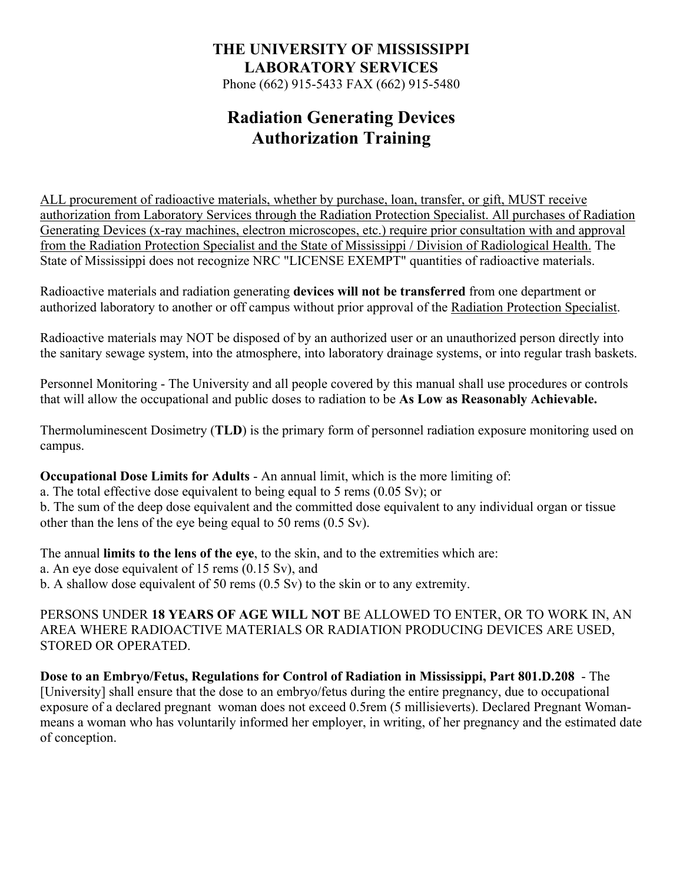**THE UNIVERSITY OF MISSISSIPPI**
**LABORATORY SERVICES**
Phone (662) 915-5433 FAX (662) 915-5480

# Radiation Generating Devices Authorization Training

ALL procurement of radioactive materials, whether by purchase, loan, transfer, or gift, MUST receive authorization from Laboratory Services through the Radiation Protection Specialist. All purchases of Radiation Generating Devices (x-ray machines, electron microscopes, etc.) require prior consultation with and approval from the Radiation Protection Specialist and the State of Mississippi / Division of Radiological Health. The State of Mississippi does not recognize NRC "LICENSE EXEMPT" quantities of radioactive materials.

Radioactive materials and radiation generating **devices will not be transferred** from one department or authorized laboratory to another or off campus without prior approval of the Radiation Protection Specialist.

Radioactive materials may NOT be disposed of by an authorized user or an unauthorized person directly into the sanitary sewage system, into the atmosphere, into laboratory drainage systems, or into regular trash baskets.

Personnel Monitoring - The University and all people covered by this manual shall use procedures or controls that will allow the occupational and public doses to radiation to be **As Low as Reasonably Achievable.**

Thermoluminescent Dosimetry (**TLD**) is the primary form of personnel radiation exposure monitoring used on campus.

**Occupational Dose Limits for Adults** - An annual limit, which is the more limiting of:
a. The total effective dose equivalent to being equal to 5 rems (0.05 Sv); or
b. The sum of the deep dose equivalent and the committed dose equivalent to any individual organ or tissue other than the lens of the eye being equal to 50 rems (0.5 Sv).

The annual **limits to the lens of the eye**, to the skin, and to the extremities which are:
a. An eye dose equivalent of 15 rems (0.15 Sv), and
b. A shallow dose equivalent of 50 rems (0.5 Sv) to the skin or to any extremity.

PERSONS UNDER **18 YEARS OF AGE WILL NOT** BE ALLOWED TO ENTER, OR TO WORK IN, AN AREA WHERE RADIOACTIVE MATERIALS OR RADIATION PRODUCING DEVICES ARE USED, STORED OR OPERATED.

**Dose to an Embryo/Fetus, Regulations for Control of Radiation in Mississippi, Part 801.D.208** - The [University] shall ensure that the dose to an embryo/fetus during the entire pregnancy, due to occupational exposure of a declared pregnant woman does not exceed 0.5rem (5 millisieverts). Declared Pregnant Woman- means a woman who has voluntarily informed her employer, in writing, of her pregnancy and the estimated date of conception.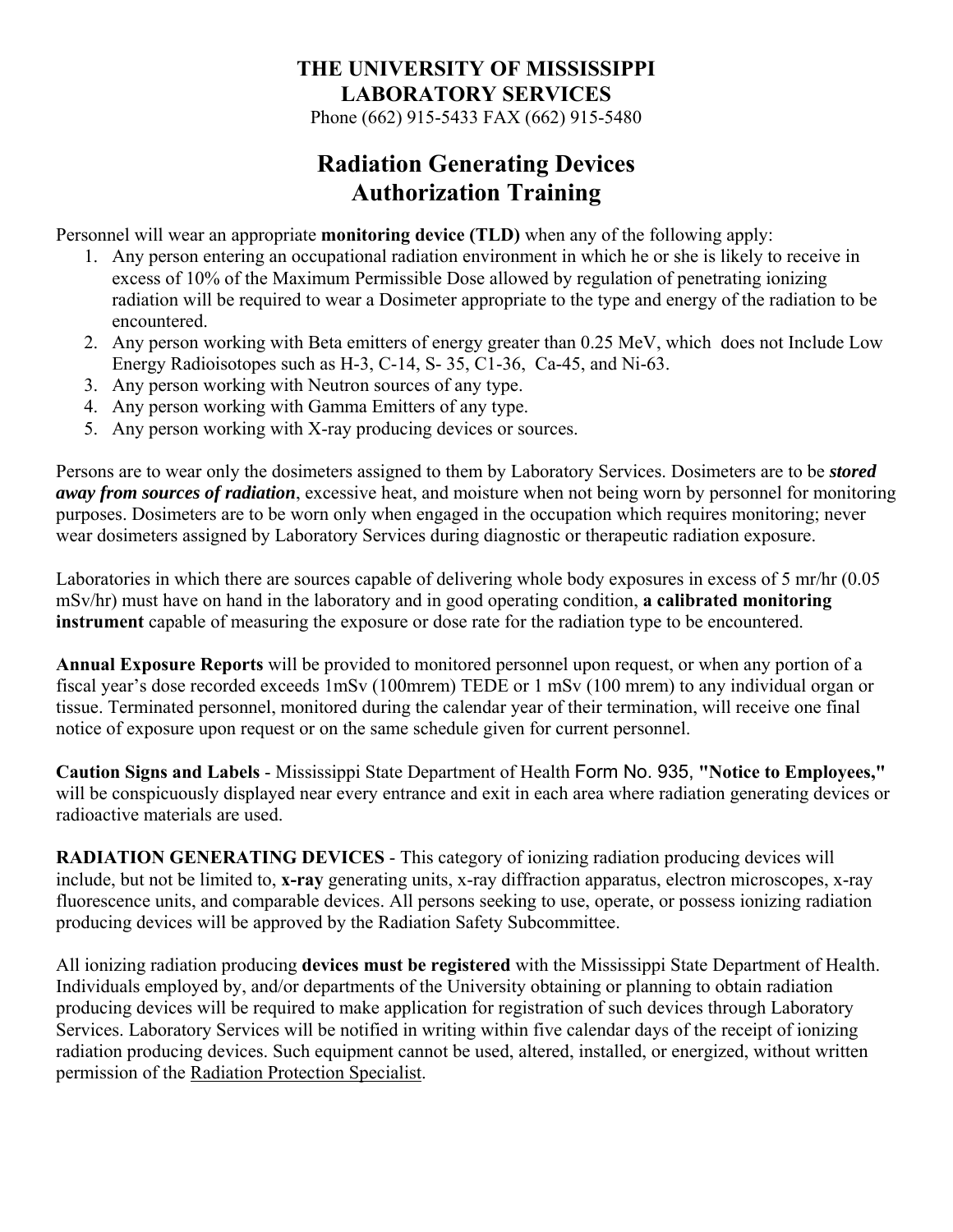# THE UNIVERSITY OF MISSISSIPPI
# LABORATORY SERVICES

Phone (662) 915-5433 FAX (662) 915-5480

## Radiation Generating Devices Authorization Training

Personnel will wear an appropriate **monitoring device (TLD)** when any of the following apply:

1. Any person entering an occupational radiation environment in which he or she is likely to receive in excess of 10% of the Maximum Permissible Dose allowed by regulation of penetrating ionizing radiation will be required to wear a Dosimeter appropriate to the type and energy of the radiation to be encountered.
2. Any person working with Beta emitters of energy greater than 0.25 MeV, which does not Include Low Energy Radioisotopes such as H-3, C-14, S- 35, C1-36, Ca-45, and Ni-63.
3. Any person working with Neutron sources of any type.
4. Any person working with Gamma Emitters of any type.
5. Any person working with X-ray producing devices or sources.

Persons are to wear only the dosimeters assigned to them by Laboratory Services. Dosimeters are to be ***stored away from sources of radiation***, excessive heat, and moisture when not being worn by personnel for monitoring purposes. Dosimeters are to be worn only when engaged in the occupation which requires monitoring; never wear dosimeters assigned by Laboratory Services during diagnostic or therapeutic radiation exposure.

Laboratories in which there are sources capable of delivering whole body exposures in excess of 5 mr/hr (0.05 mSv/hr) must have on hand in the laboratory and in good operating condition, **a calibrated monitoring instrument** capable of measuring the exposure or dose rate for the radiation type to be encountered.

**Annual Exposure Reports** will be provided to monitored personnel upon request, or when any portion of a fiscal year's dose recorded exceeds 1mSv (100mrem) TEDE or 1 mSv (100 mrem) to any individual organ or tissue. Terminated personnel, monitored during the calendar year of their termination, will receive one final notice of exposure upon request or on the same schedule given for current personnel.

**Caution Signs and Labels** - Mississippi State Department of Health Form No. 935, **"Notice to Employees,"** will be conspicuously displayed near every entrance and exit in each area where radiation generating devices or radioactive materials are used.

**RADIATION GENERATING DEVICES** - This category of ionizing radiation producing devices will include, but not be limited to, **x-ray** generating units, x-ray diffraction apparatus, electron microscopes, x-ray fluorescence units, and comparable devices. All persons seeking to use, operate, or possess ionizing radiation producing devices will be approved by the Radiation Safety Subcommittee.

All ionizing radiation producing **devices must be registered** with the Mississippi State Department of Health. Individuals employed by, and/or departments of the University obtaining or planning to obtain radiation producing devices will be required to make application for registration of such devices through Laboratory Services. Laboratory Services will be notified in writing within five calendar days of the receipt of ionizing radiation producing devices. Such equipment cannot be used, altered, installed, or energized, without written permission of the Radiation Protection Specialist.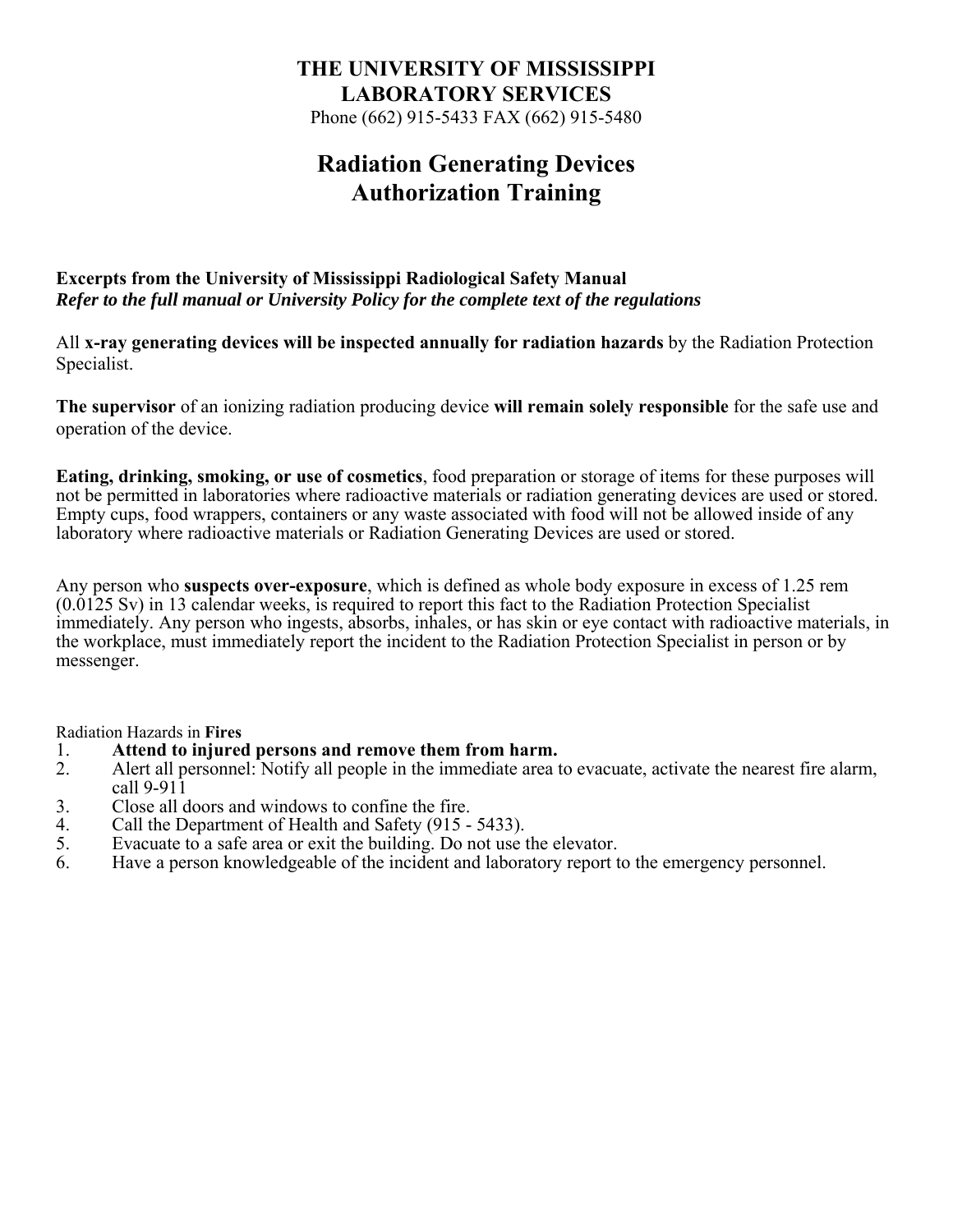**THE UNIVERSITY OF MISSISSIPPI**
**LABORATORY SERVICES**
Phone (662) 915-5433 FAX (662) 915-5480

# Radiation Generating Devices Authorization Training

**Excerpts from the University of Mississippi Radiological Safety Manual**
***Refer to the full manual or University Policy for the complete text of the regulations***

All **x-ray generating devices will be inspected annually for radiation hazards** by the Radiation Protection Specialist.

**The supervisor** of an ionizing radiation producing device **will remain solely responsible** for the safe use and operation of the device.

**Eating, drinking, smoking, or use of cosmetics**, food preparation or storage of items for these purposes will not be permitted in laboratories where radioactive materials or radiation generating devices are used or stored. Empty cups, food wrappers, containers or any waste associated with food will not be allowed inside of any laboratory where radioactive materials or Radiation Generating Devices are used or stored.

Any person who **suspects over-exposure**, which is defined as whole body exposure in excess of 1.25 rem (0.0125 Sv) in 13 calendar weeks, is required to report this fact to the Radiation Protection Specialist immediately. Any person who ingests, absorbs, inhales, or has skin or eye contact with radioactive materials, in the workplace, must immediately report the incident to the Radiation Protection Specialist in person or by messenger.

Radiation Hazards in **Fires**

1. **Attend to injured persons and remove them from harm.**
2. Alert all personnel: Notify all people in the immediate area to evacuate, activate the nearest fire alarm, call 9-911
3. Close all doors and windows to confine the fire.
4. Call the Department of Health and Safety (915 - 5433).
5. Evacuate to a safe area or exit the building. Do not use the elevator.
6. Have a person knowledgeable of the incident and laboratory report to the emergency personnel.